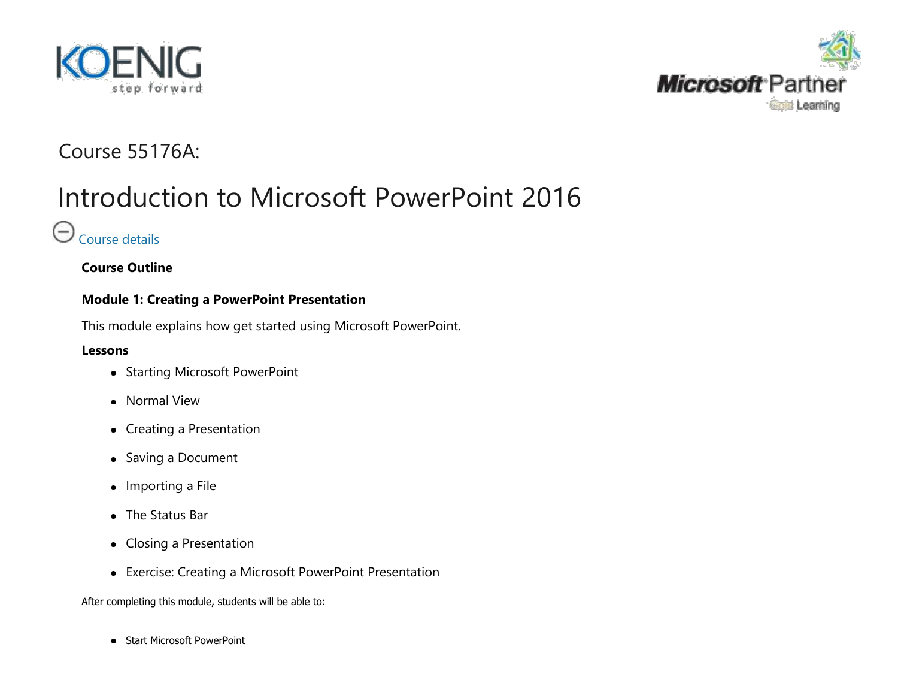Course 55176A:

# Introduction to Microsoft PowerPoint 2016

Course details

**Course Outline**

**Module 1: Creating a PowerPoint Presentation**

This module explains how get started using Microsoft PowerPoint.

**Lessons**

- Starting Microsoft PowerPoint
- Normal View
- Creating a Presentation
- Saving a Document
- Importing a File
- The Status Bar
- Closing a Presentation
- Exercise: Creating a Microsoft PowerPoint Presentation

After completing this module, students will be able to:

- Start Microsoft PowerPoint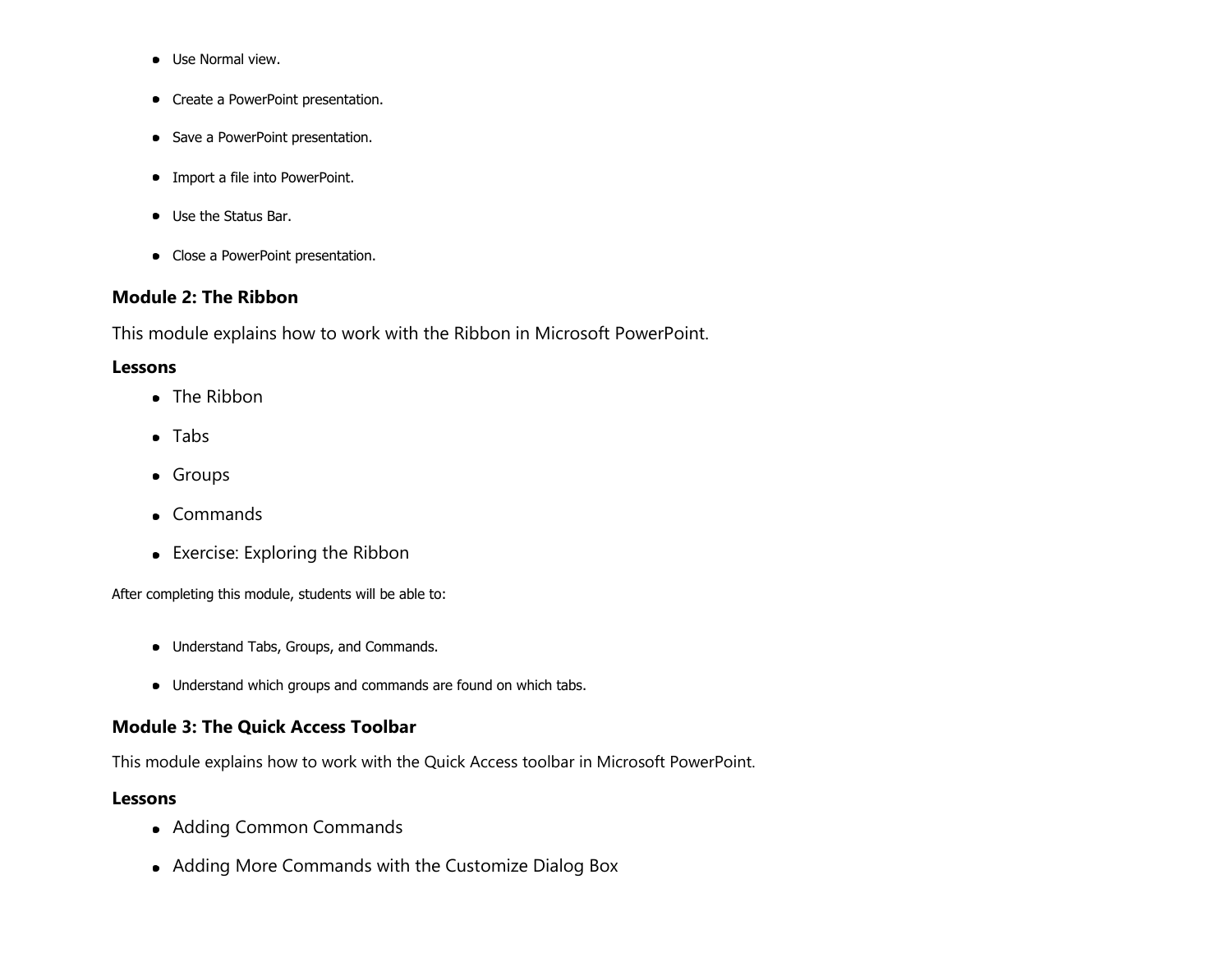- Use Normal view.
- Create a PowerPoint presentation.
- Save a PowerPoint presentation.
- Import a file into PowerPoint.
- Use the Status Bar.
- Close a PowerPoint presentation.

### Module 2: The Ribbon

This module explains how to work with the Ribbon in Microsoft PowerPoint.

**Lessons**

- The Ribbon
- Tabs
- Groups
- Commands
- Exercise: Exploring the Ribbon

After completing this module, students will be able to:

- Understand Tabs, Groups, and Commands.
- Understand which groups and commands are found on which tabs.

### Module 3: The Quick Access Toolbar

This module explains how to work with the Quick Access toolbar in Microsoft PowerPoint.

**Lessons**

- Adding Common Commands
- Adding More Commands with the Customize Dialog Box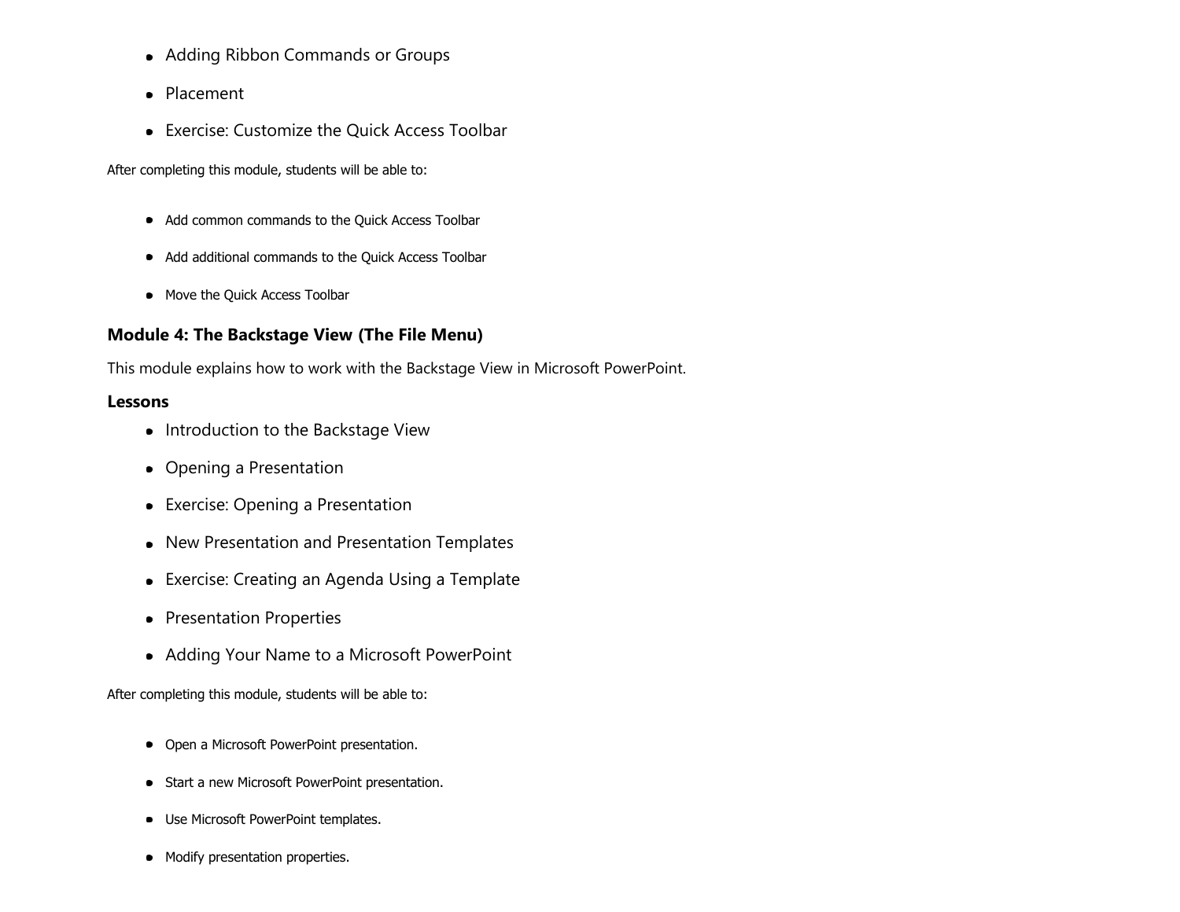- Adding Ribbon Commands or Groups
- Placement
- Exercise: Customize the Quick Access Toolbar

After completing this module, students will be able to:

- Add common commands to the Quick Access Toolbar
- Add additional commands to the Quick Access Toolbar
- Move the Quick Access Toolbar

### Module 4: The Backstage View (The File Menu)

This module explains how to work with the Backstage View in Microsoft PowerPoint.

#### Lessons

- Introduction to the Backstage View
- Opening a Presentation
- Exercise: Opening a Presentation
- New Presentation and Presentation Templates
- Exercise: Creating an Agenda Using a Template
- Presentation Properties
- Adding Your Name to a Microsoft PowerPoint

After completing this module, students will be able to:

- Open a Microsoft PowerPoint presentation.
- Start a new Microsoft PowerPoint presentation.
- Use Microsoft PowerPoint templates.
- Modify presentation properties.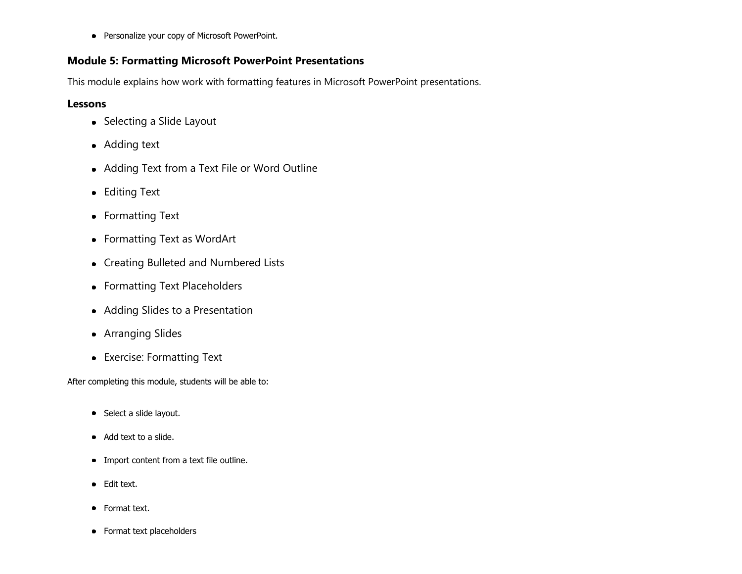- Personalize your copy of Microsoft PowerPoint.

### Module 5: Formatting Microsoft PowerPoint Presentations

This module explains how work with formatting features in Microsoft PowerPoint presentations.

#### Lessons

- Selecting a Slide Layout
- Adding text
- Adding Text from a Text File or Word Outline
- Editing Text
- Formatting Text
- Formatting Text as WordArt
- Creating Bulleted and Numbered Lists
- Formatting Text Placeholders
- Adding Slides to a Presentation
- Arranging Slides
- Exercise: Formatting Text

After completing this module, students will be able to:

- Select a slide layout.
- Add text to a slide.
- Import content from a text file outline.
- Edit text.
- Format text.
- Format text placeholders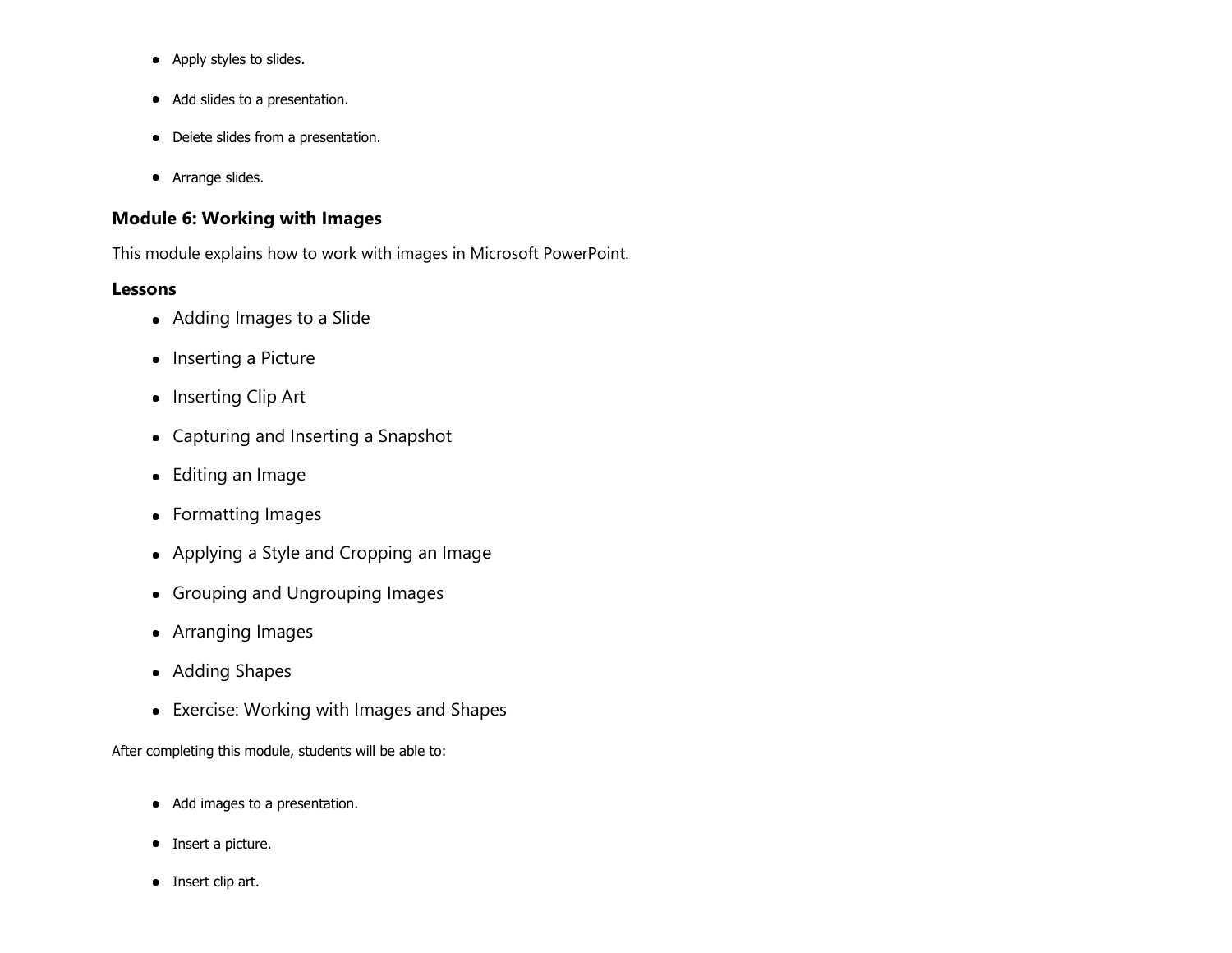- Apply styles to slides.
- Add slides to a presentation.
- Delete slides from a presentation.
- Arrange slides.

### Module 6: Working with Images

This module explains how to work with images in Microsoft PowerPoint.

**Lessons**

- Adding Images to a Slide
- Inserting a Picture
- Inserting Clip Art
- Capturing and Inserting a Snapshot
- Editing an Image
- Formatting Images
- Applying a Style and Cropping an Image
- Grouping and Ungrouping Images
- Arranging Images
- Adding Shapes
- Exercise: Working with Images and Shapes

After completing this module, students will be able to:

- Add images to a presentation.
- Insert a picture.
- Insert clip art.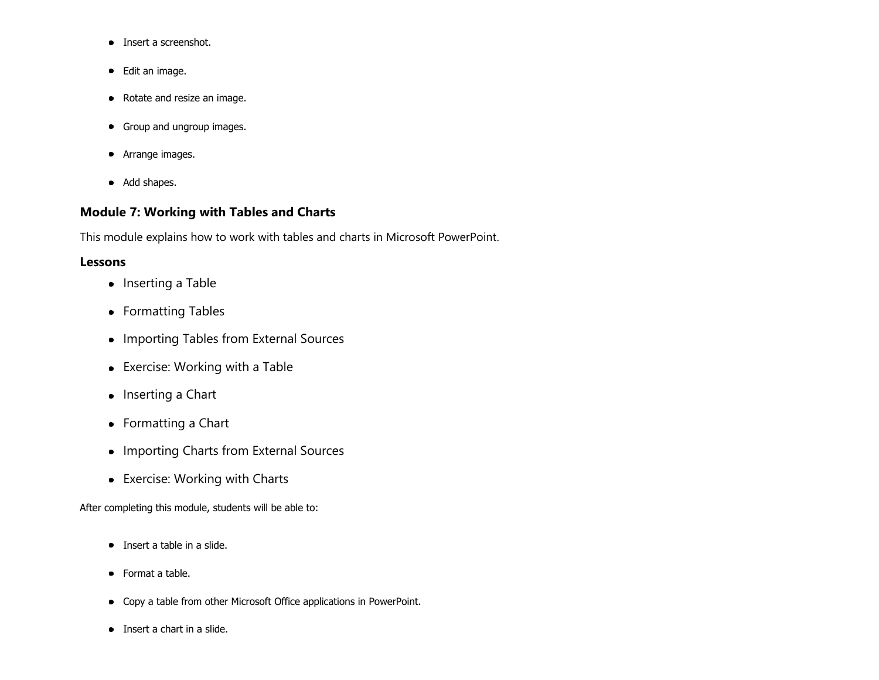- Insert a screenshot.
- Edit an image.
- Rotate and resize an image.
- Group and ungroup images.
- Arrange images.
- Add shapes.

### Module 7: Working with Tables and Charts

This module explains how to work with tables and charts in Microsoft PowerPoint.

### Lessons

- Inserting a Table
- Formatting Tables
- Importing Tables from External Sources
- Exercise: Working with a Table
- Inserting a Chart
- Formatting a Chart
- Importing Charts from External Sources
- Exercise: Working with Charts

After completing this module, students will be able to:

- Insert a table in a slide.
- Format a table.
- Copy a table from other Microsoft Office applications in PowerPoint.
- Insert a chart in a slide.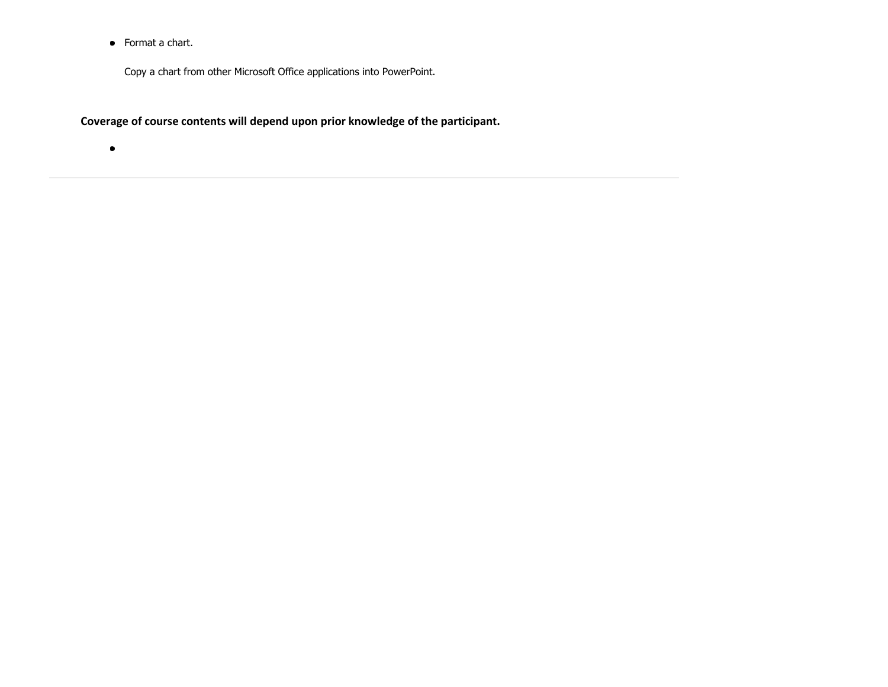- Format a chart.

  Copy a chart from other Microsoft Office applications into PowerPoint.

**Coverage of course contents will depend upon prior knowledge of the participant.**

---